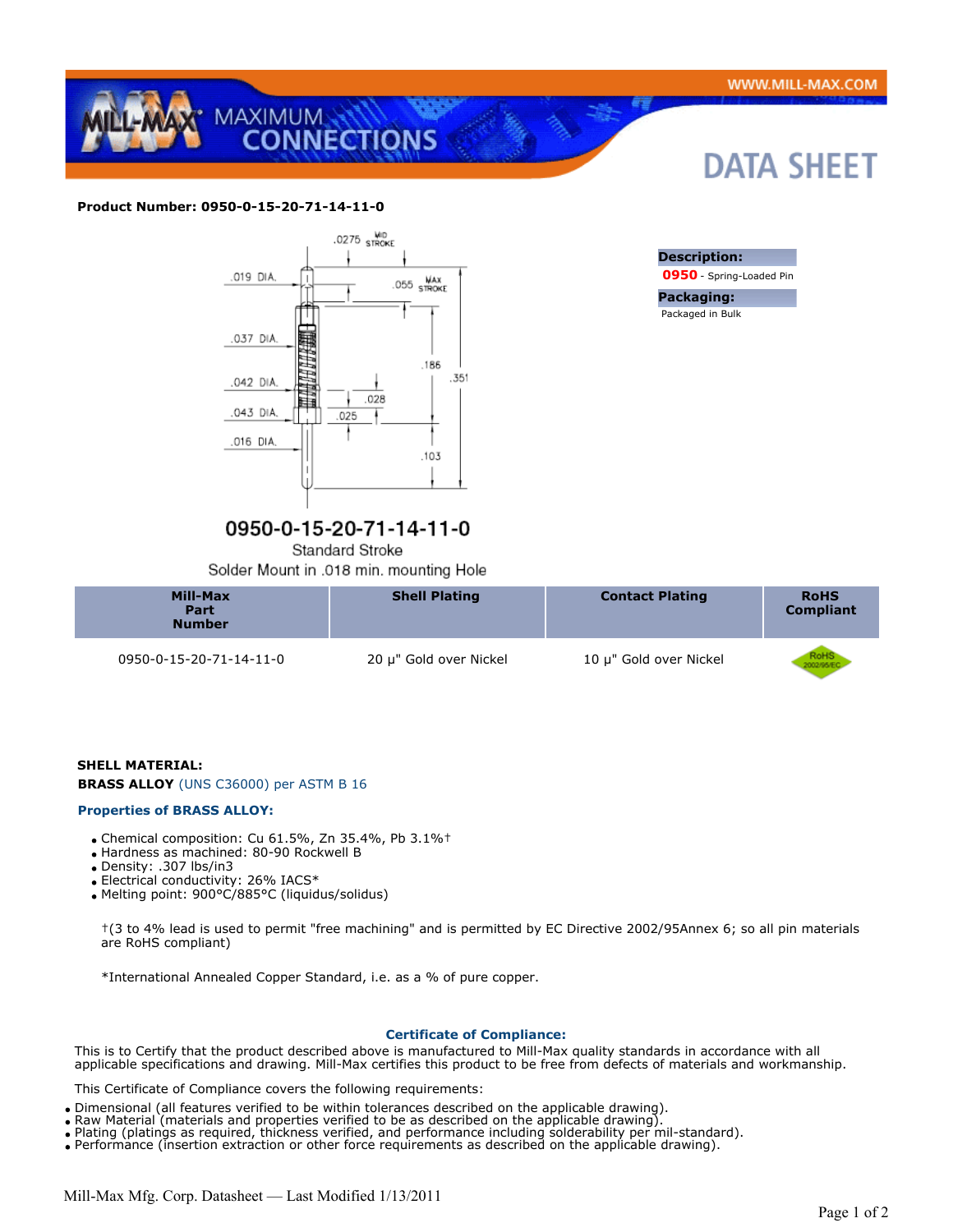**Product Number: 0950-0-15-20-71-14-11-0**

.0275 MID STROKE

.019 DIA.

.055 MAX STROKE

.037 DIA.

.186

.351

.042 DIA.

.028

.043 DIA.

.025

.016 DIA.

.103

## 0950-0-15-20-71-14-11-0

Standard Stroke

Solder Mount in .018 min. mounting Hole

**Description:**

**0950** - Spring-Loaded Pin

**Packaging:**

Packaged in Bulk

| Mill-Max Part Number | Shell Plating | Contact Plating | RoHS Compliant |
|---|---|---|---|
| 0950-0-15-20-71-14-11-0 | 20 µ" Gold over Nickel | 10 µ" Gold over Nickel | RoHS 2002/95/EC |

**SHELL MATERIAL:**

**BRASS ALLOY** (UNS C36000) per ASTM B 16

**Properties of BRASS ALLOY:**

- Chemical composition: Cu 61.5%, Zn 35.4%, Pb 3.1%†
- Hardness as machined: 80-90 Rockwell B
- Density: .307 lbs/in3
- Electrical conductivity: 26% IACS*
- Melting point: 900°C/885°C (liquidus/solidus)

†(3 to 4% lead is used to permit "free machining" and is permitted by EC Directive 2002/95Annex 6; so all pin materials are RoHS compliant)

*International Annealed Copper Standard, i.e. as a % of pure copper.

**Certificate of Compliance:**

This is to Certify that the product described above is manufactured to Mill-Max quality standards in accordance with all applicable specifications and drawing. Mill-Max certifies this product to be free from defects of materials and workmanship.

This Certificate of Compliance covers the following requirements:

- Dimensional (all features verified to be within tolerances described on the applicable drawing).
- Raw Material (materials and properties verified to be as described on the applicable drawing).
- Plating (platings as required, thickness verified, and performance including solderability per mil-standard).
- Performance (insertion extraction or other force requirements as described on the applicable drawing).

Mill-Max Mfg. Corp. Datasheet — Last Modified 1/13/2011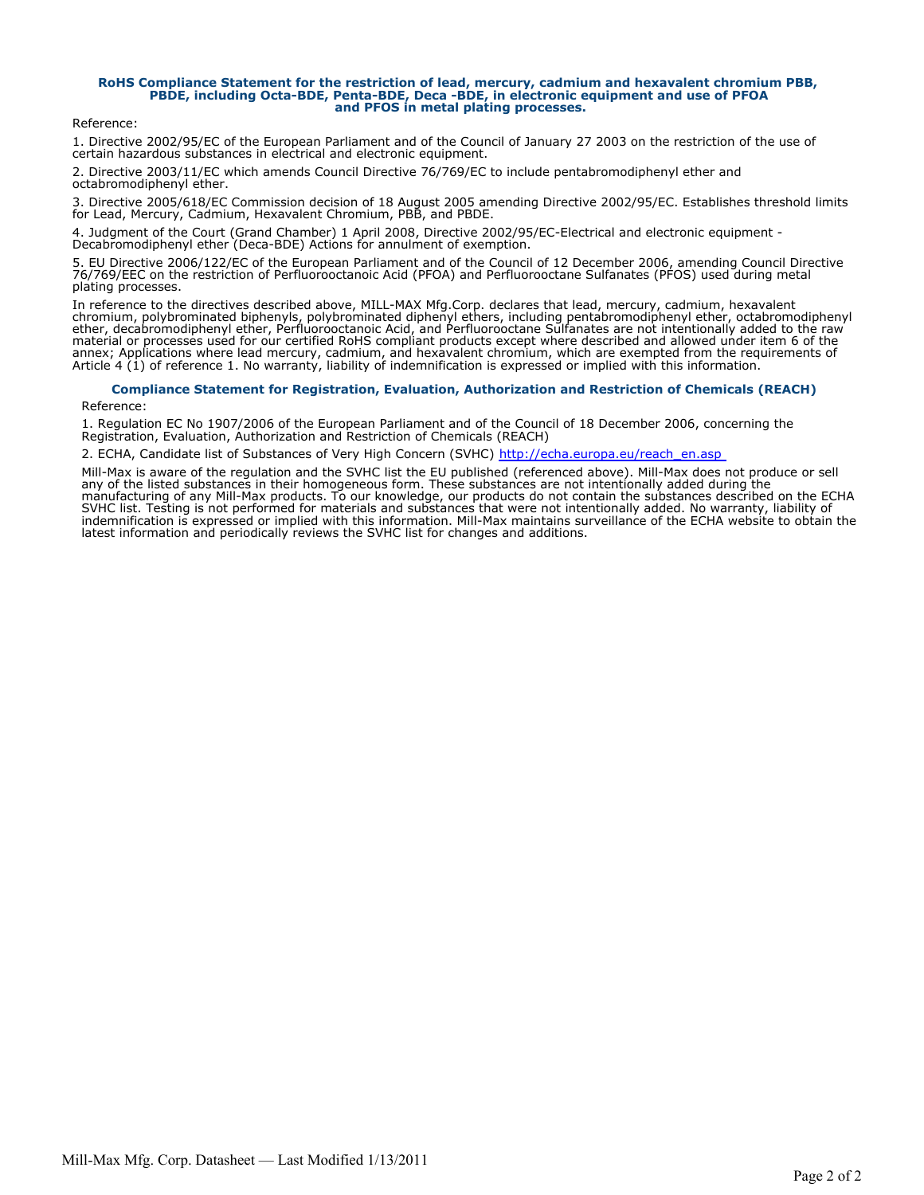### RoHS Compliance Statement for the restriction of lead, mercury, cadmium and hexavalent chromium PBB, PBDE, including Octa-BDE, Penta-BDE, Deca -BDE, in electronic equipment and use of PFOA and PFOS in metal plating processes.

Reference:

1. Directive 2002/95/EC of the European Parliament and of the Council of January 27 2003 on the restriction of the use of certain hazardous substances in electrical and electronic equipment.

2. Directive 2003/11/EC which amends Council Directive 76/769/EC to include pentabromodiphenyl ether and octabromodiphenyl ether.

3. Directive 2005/618/EC Commission decision of 18 August 2005 amending Directive 2002/95/EC. Establishes threshold limits for Lead, Mercury, Cadmium, Hexavalent Chromium, PBB, and PBDE.

4. Judgment of the Court (Grand Chamber) 1 April 2008, Directive 2002/95/EC-Electrical and electronic equipment - Decabromodiphenyl ether (Deca-BDE) Actions for annulment of exemption.

5. EU Directive 2006/122/EC of the European Parliament and of the Council of 12 December 2006, amending Council Directive 76/769/EEC on the restriction of Perfluorooctanoic Acid (PFOA) and Perfluorooctane Sulfanates (PFOS) used during metal plating processes.

In reference to the directives described above, MILL-MAX Mfg.Corp. declares that lead, mercury, cadmium, hexavalent chromium, polybrominated biphenyls, polybrominated diphenyl ethers, including pentabromodiphenyl ether, octabromodiphenyl ether, decabromodiphenyl ether, Perfluorooctanoic Acid, and Perfluorooctane Sulfanates are not intentionally added to the raw material or processes used for our certified RoHS compliant products except where described and allowed under item 6 of the annex; Applications where lead mercury, cadmium, and hexavalent chromium, which are exempted from the requirements of Article 4 (1) of reference 1. No warranty, liability of indemnification is expressed or implied with this information.

### Compliance Statement for Registration, Evaluation, Authorization and Restriction of Chemicals (REACH)

Reference:

1. Regulation EC No 1907/2006 of the European Parliament and of the Council of 18 December 2006, concerning the Registration, Evaluation, Authorization and Restriction of Chemicals (REACH)

2. ECHA, Candidate list of Substances of Very High Concern (SVHC) http://echa.europa.eu/reach_en.asp

Mill-Max is aware of the regulation and the SVHC list the EU published (referenced above). Mill-Max does not produce or sell any of the listed substances in their homogeneous form. These substances are not intentionally added during the manufacturing of any Mill-Max products. To our knowledge, our products do not contain the substances described on the ECHA SVHC list. Testing is not performed for materials and substances that were not intentionally added. No warranty, liability of indemnification is expressed or implied with this information. Mill-Max maintains surveillance of the ECHA website to obtain the latest information and periodically reviews the SVHC list for changes and additions.